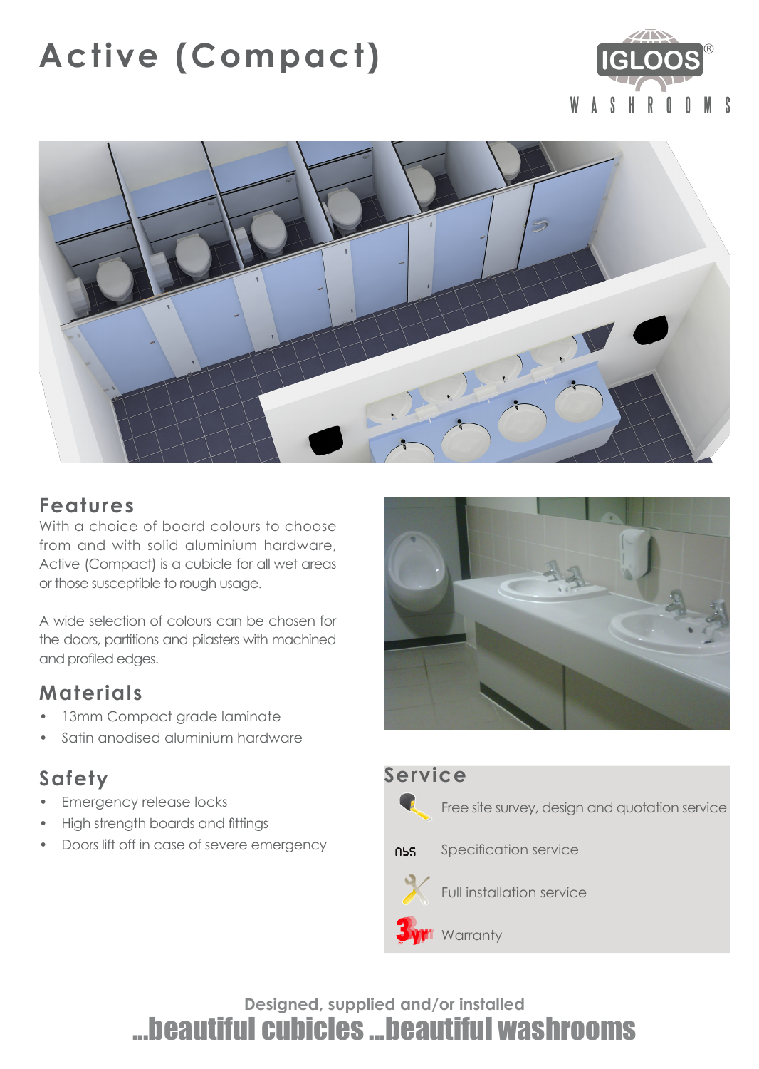# Active (Compact)

IGLOOS® WASHROOMS

## Features

With a choice of board colours to choose from and with solid aluminium hardware, Active (Compact) is a cubicle for all wet areas or those susceptible to rough usage.

A wide selection of colours can be chosen for the doors, partitions and pilasters with machined and profiled edges.

## Materials

- 13mm Compact grade laminate
- Satin anodised aluminium hardware

## Safety

- Emergency release locks
- High strength boards and fittings
- Doors lift off in case of severe emergency

## Service

- Free site survey, design and quotation service
- Specification service
- Full installation service
- 3yr Warranty

Designed, supplied and/or installed

**...beautiful cubicles ...beautiful washrooms**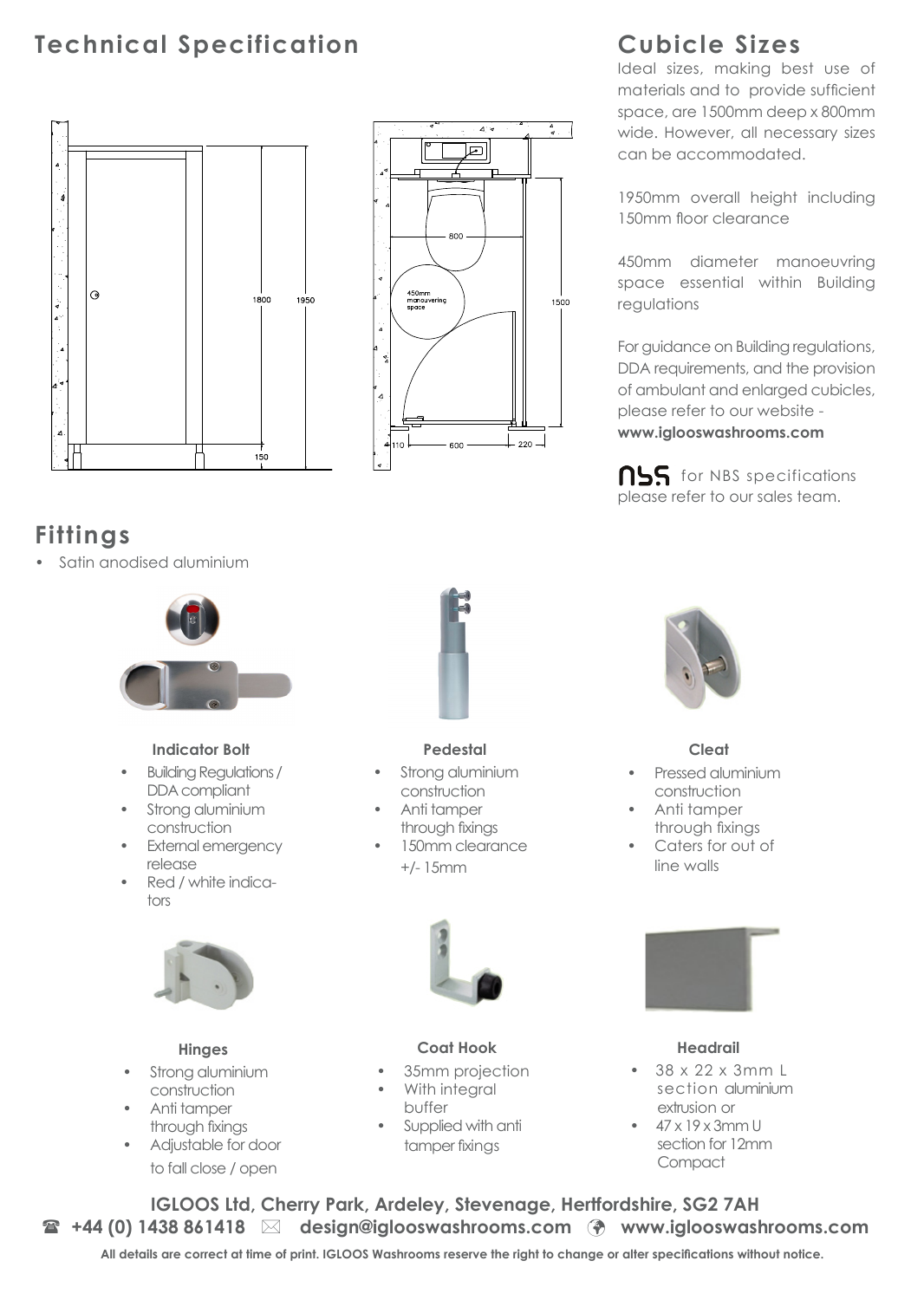# Technical Specification

1800 1950

150

800

450mm manoeuvring space

1500

110 600 220

# Cubicle Sizes

Ideal sizes, making best use of materials and to provide sufficient space, are 1500mm deep x 800mm wide. However, all necessary sizes can be accommodated.

1950mm overall height including 150mm floor clearance

450mm diameter manoeuvring space essential within Building regulations

For guidance on Building regulations, DDA requirements, and the provision of ambulant and enlarged cubicles, please refer to our website - **www.iglooswashrooms.com**

nbs for NBS specifications please refer to our sales team.

# Fittings

- Satin anodised aluminium

### Indicator Bolt

- Building Regulations / DDA compliant
- Strong aluminium construction
- External emergency release
- Red / white indicators

### Pedestal

- Strong aluminium construction
- Anti tamper through fixings
- 150mm clearance +/- 15mm

### Cleat

- Pressed aluminium construction
- Anti tamper through fixings
- Caters for out of line walls

### Hinges

- Strong aluminium construction
- Anti tamper through fixings
- Adjustable for door to fall close / open

### Coat Hook

- 35mm projection
- With integral buffer
- Supplied with anti tamper fixings

### Headrail

- 38 x 22 x 3mm L section aluminium extrusion or
- 47 x 19 x 3mm U section for 12mm Compact

**IGLOOS Ltd, Cherry Park, Ardeley, Stevenage, Hertfordshire, SG2 7AH**

**☎ +44 (0) 1438 861418 ✉ design@iglooswashrooms.com www.iglooswashrooms.com**

**All details are correct at time of print. IGLOOS Washrooms reserve the right to change or alter specifications without notice.**